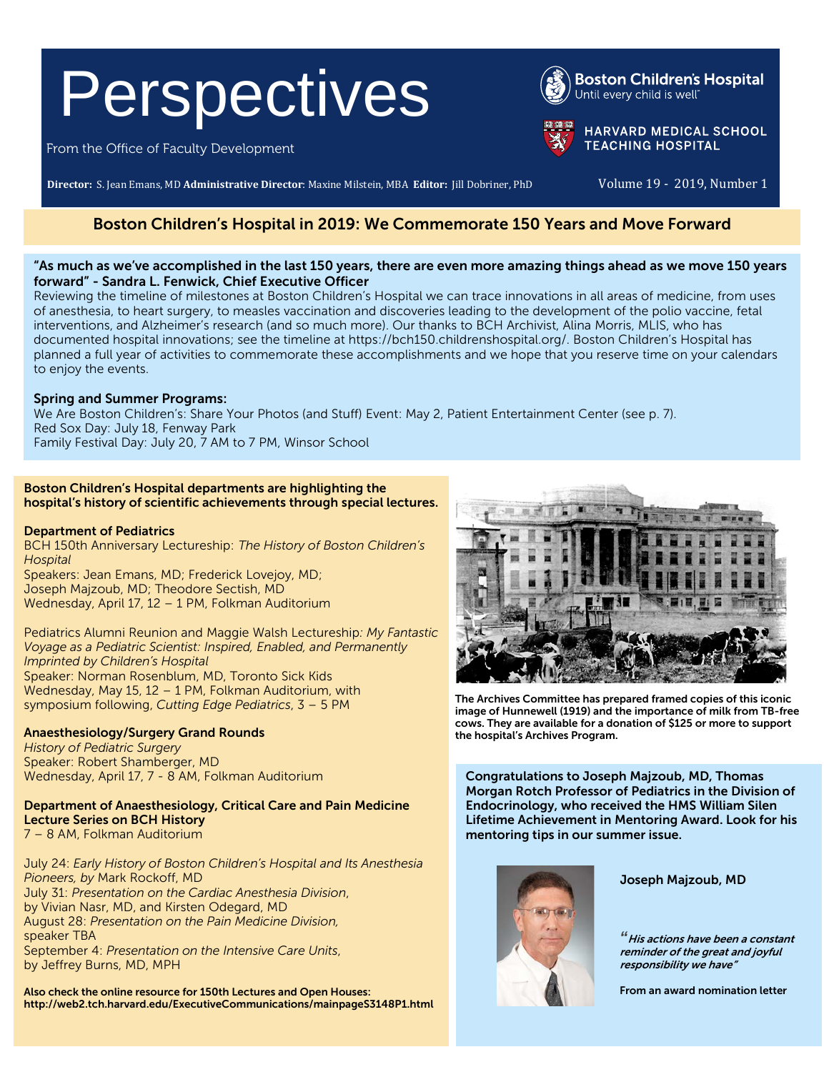# Perspectives

From the Office of Faculty Development

Boston Children's Hospital
Until every child is well

HARVARD MEDICAL SCHOOL TEACHING HOSPITAL

**Director:** S. Jean Emans, MD **Administrative Director**: Maxine Milstein, MBA **Editor:** Jill Dobriner, PhD

Volume 19 - 2019, Number 1

## Boston Children's Hospital in 2019: We Commemorate 150 Years and Move Forward

**"As much as we've accomplished in the last 150 years, there are even more amazing things ahead as we move 150 years forward" - Sandra L. Fenwick, Chief Executive Officer**

Reviewing the timeline of milestones at Boston Children's Hospital we can trace innovations in all areas of medicine, from uses of anesthesia, to heart surgery, to measles vaccination and discoveries leading to the development of the polio vaccine, fetal interventions, and Alzheimer's research (and so much more). Our thanks to BCH Archivist, Alina Morris, MLIS, who has documented hospital innovations; see the timeline at https://bch150.childrenshospital.org/. Boston Children's Hospital has planned a full year of activities to commemorate these accomplishments and we hope that you reserve time on your calendars to enjoy the events.

**Spring and Summer Programs:**

We Are Boston Children's: Share Your Photos (and Stuff) Event: May 2, Patient Entertainment Center (see p. 7).
Red Sox Day: July 18, Fenway Park
Family Festival Day: July 20, 7 AM to 7 PM, Winsor School

**Boston Children's Hospital departments are highlighting the hospital's history of scientific achievements through special lectures.**

**Department of Pediatrics**

BCH 150th Anniversary Lectureship: *The History of Boston Children's Hospital*
Speakers: Jean Emans, MD; Frederick Lovejoy, MD; Joseph Majzoub, MD; Theodore Sectish, MD
Wednesday, April 17, 12 – 1 PM, Folkman Auditorium

Pediatrics Alumni Reunion and Maggie Walsh Lectureship: *My Fantastic Voyage as a Pediatric Scientist: Inspired, Enabled, and Permanently Imprinted by Children's Hospital*
Speaker: Norman Rosenblum, MD, Toronto Sick Kids
Wednesday, May 15, 12 – 1 PM, Folkman Auditorium, with symposium following, *Cutting Edge Pediatrics*, 3 – 5 PM

**Anaesthesiology/Surgery Grand Rounds**

*History of Pediatric Surgery*
Speaker: Robert Shamberger, MD
Wednesday, April 17, 7 - 8 AM, Folkman Auditorium

**Department of Anaesthesiology, Critical Care and Pain Medicine Lecture Series on BCH History**

7 – 8 AM, Folkman Auditorium

July 24: *Early History of Boston Children's Hospital and Its Anesthesia Pioneers, by* Mark Rockoff, MD
July 31: *Presentation on the Cardiac Anesthesia Division*, by Vivian Nasr, MD, and Kirsten Odegard, MD
August 28: *Presentation on the Pain Medicine Division,* speaker TBA
September 4: *Presentation on the Intensive Care Units*, by Jeffrey Burns, MD, MPH

**Also check the online resource for 150th Lectures and Open Houses: http://web2.tch.harvard.edu/ExecutiveCommunications/mainpageS3148P1.html**

**The Archives Committee has prepared framed copies of this iconic image of Hunnewell (1919) and the importance of milk from TB-free cows. They are available for a donation of $125 or more to support the hospital's Archives Program.**

**Congratulations to Joseph Majzoub, MD, Thomas Morgan Rotch Professor of Pediatrics in the Division of Endocrinology, who received the HMS William Silen Lifetime Achievement in Mentoring Award. Look for his mentoring tips in our summer issue.**

**Joseph Majzoub, MD**

***"His actions have been a constant reminder of the great and joyful responsibility we have"***

**From an award nomination letter**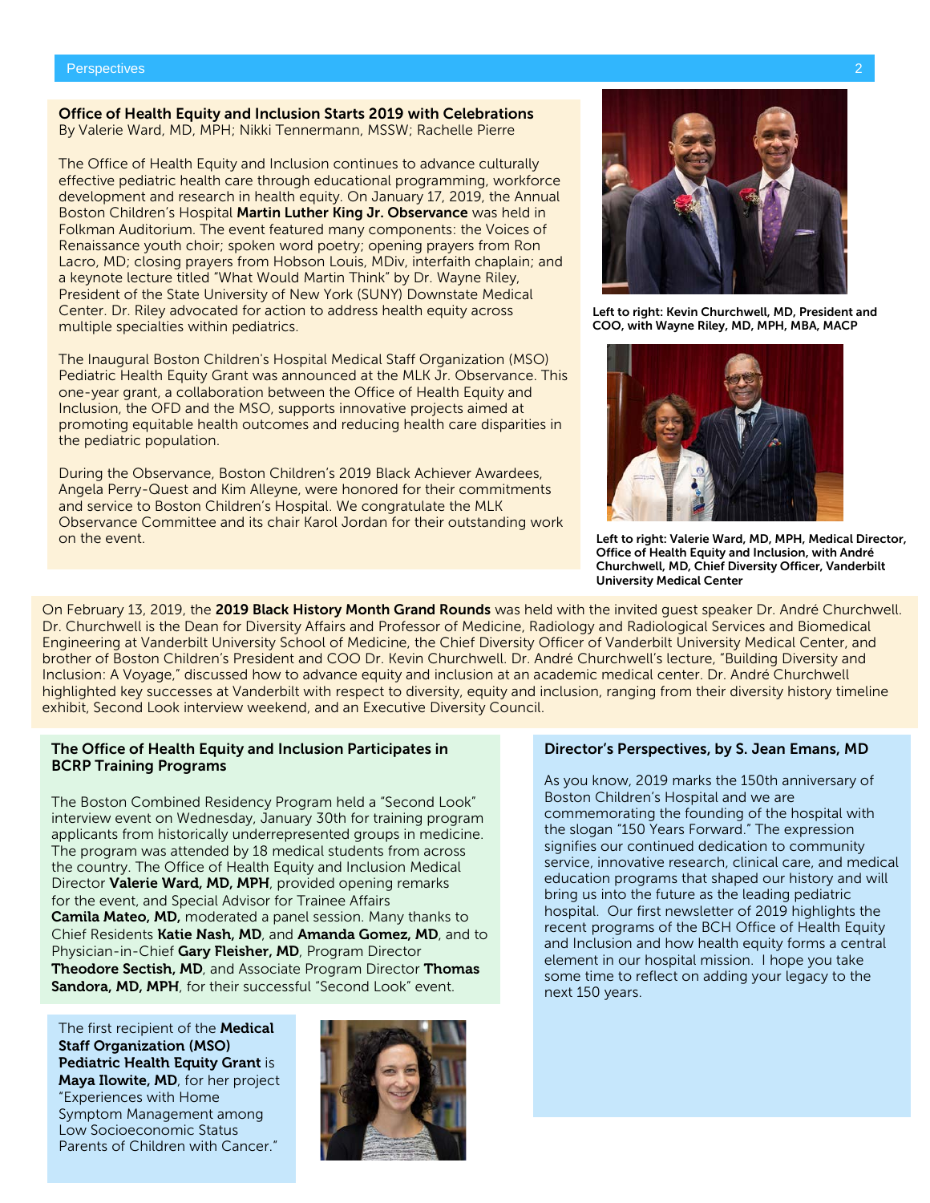## Office of Health Equity and Inclusion Starts 2019 with Celebrations

By Valerie Ward, MD, MPH; Nikki Tennermann, MSSW; Rachelle Pierre

The Office of Health Equity and Inclusion continues to advance culturally effective pediatric health care through educational programming, workforce development and research in health equity. On January 17, 2019, the Annual Boston Children's Hospital **Martin Luther King Jr. Observance** was held in Folkman Auditorium. The event featured many components: the Voices of Renaissance youth choir; spoken word poetry; opening prayers from Ron Lacro, MD; closing prayers from Hobson Louis, MDiv, interfaith chaplain; and a keynote lecture titled "What Would Martin Think" by Dr. Wayne Riley, President of the State University of New York (SUNY) Downstate Medical Center. Dr. Riley advocated for action to address health equity across multiple specialties within pediatrics.

The Inaugural Boston Children's Hospital Medical Staff Organization (MSO) Pediatric Health Equity Grant was announced at the MLK Jr. Observance. This one-year grant, a collaboration between the Office of Health Equity and Inclusion, the OFD and the MSO, supports innovative projects aimed at promoting equitable health outcomes and reducing health care disparities in the pediatric population.

During the Observance, Boston Children's 2019 Black Achiever Awardees, Angela Perry-Quest and Kim Alleyne, were honored for their commitments and service to Boston Children's Hospital. We congratulate the MLK Observance Committee and its chair Karol Jordan for their outstanding work on the event.

Left to right: Kevin Churchwell, MD, President and COO, with Wayne Riley, MD, MPH, MBA, MACP

Left to right: Valerie Ward, MD, MPH, Medical Director, Office of Health Equity and Inclusion, with André Churchwell, MD, Chief Diversity Officer, Vanderbilt University Medical Center

On February 13, 2019, the **2019 Black History Month Grand Rounds** was held with the invited guest speaker Dr. André Churchwell. Dr. Churchwell is the Dean for Diversity Affairs and Professor of Medicine, Radiology and Radiological Services and Biomedical Engineering at Vanderbilt University School of Medicine, the Chief Diversity Officer of Vanderbilt University Medical Center, and brother of Boston Children's President and COO Dr. Kevin Churchwell. Dr. André Churchwell's lecture, "Building Diversity and Inclusion: A Voyage," discussed how to advance equity and inclusion at an academic medical center. Dr. André Churchwell highlighted key successes at Vanderbilt with respect to diversity, equity and inclusion, ranging from their diversity history timeline exhibit, Second Look interview weekend, and an Executive Diversity Council.

## The Office of Health Equity and Inclusion Participates in BCRP Training Programs

The Boston Combined Residency Program held a "Second Look" interview event on Wednesday, January 30th for training program applicants from historically underrepresented groups in medicine. The program was attended by 18 medical students from across the country. The Office of Health Equity and Inclusion Medical Director **Valerie Ward, MD, MPH**, provided opening remarks for the event, and Special Advisor for Trainee Affairs **Camila Mateo, MD,** moderated a panel session. Many thanks to Chief Residents **Katie Nash, MD**, and **Amanda Gomez, MD**, and to Physician-in-Chief **Gary Fleisher, MD**, Program Director **Theodore Sectish, MD**, and Associate Program Director **Thomas Sandora, MD, MPH**, for their successful "Second Look" event.

The first recipient of the **Medical Staff Organization (MSO) Pediatric Health Equity Grant** is **Maya Ilowite, MD**, for her project "Experiences with Home Symptom Management among Low Socioeconomic Status Parents of Children with Cancer."

## Director's Perspectives, by S. Jean Emans, MD

As you know, 2019 marks the 150th anniversary of Boston Children's Hospital and we are commemorating the founding of the hospital with the slogan "150 Years Forward." The expression signifies our continued dedication to community service, innovative research, clinical care, and medical education programs that shaped our history and will bring us into the future as the leading pediatric hospital. Our first newsletter of 2019 highlights the recent programs of the BCH Office of Health Equity and Inclusion and how health equity forms a central element in our hospital mission. I hope you take some time to reflect on adding your legacy to the next 150 years.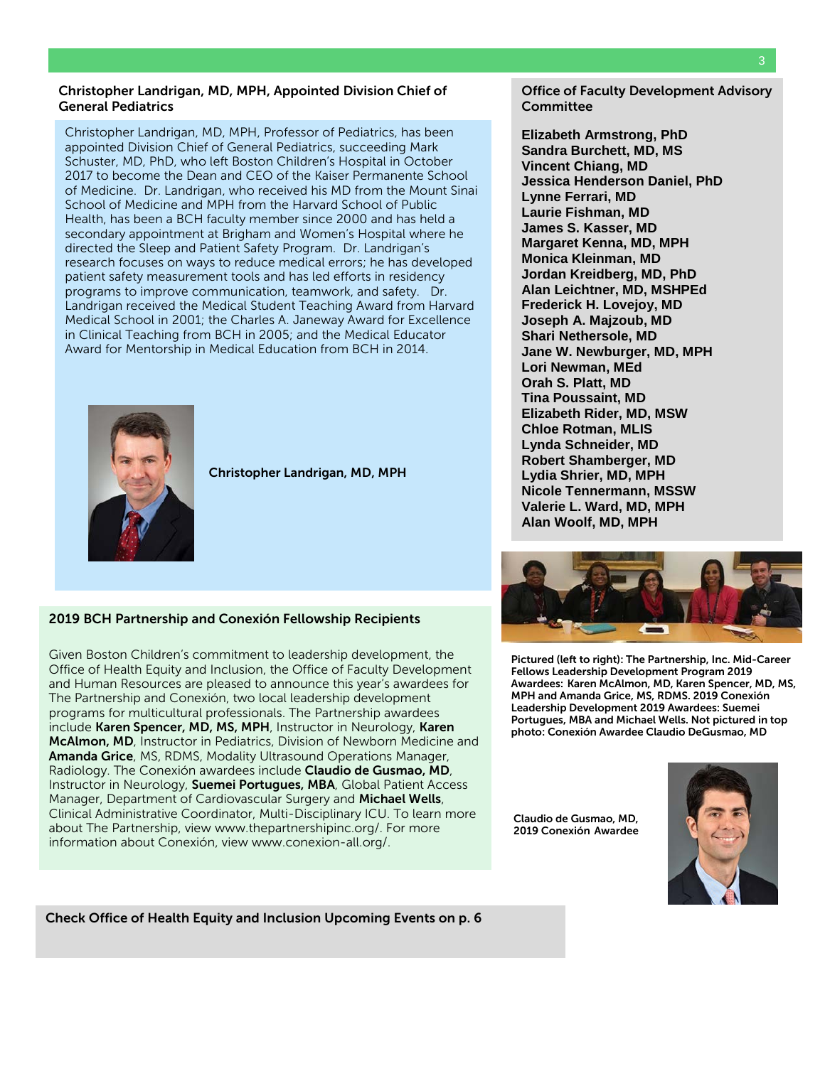## Christopher Landrigan, MD, MPH, Appointed Division Chief of General Pediatrics

Christopher Landrigan, MD, MPH, Professor of Pediatrics, has been appointed Division Chief of General Pediatrics, succeeding Mark Schuster, MD, PhD, who left Boston Children's Hospital in October 2017 to become the Dean and CEO of the Kaiser Permanente School of Medicine. Dr. Landrigan, who received his MD from the Mount Sinai School of Medicine and MPH from the Harvard School of Public Health, has been a BCH faculty member since 2000 and has held a secondary appointment at Brigham and Women's Hospital where he directed the Sleep and Patient Safety Program. Dr. Landrigan's research focuses on ways to reduce medical errors; he has developed patient safety measurement tools and has led efforts in residency programs to improve communication, teamwork, and safety. Dr. Landrigan received the Medical Student Teaching Award from Harvard Medical School in 2001; the Charles A. Janeway Award for Excellence in Clinical Teaching from BCH in 2005; and the Medical Educator Award for Mentorship in Medical Education from BCH in 2014.

**Christopher Landrigan, MD, MPH**

## Office of Faculty Development Advisory Committee

**Elizabeth Armstrong, PhD**
**Sandra Burchett, MD, MS**
**Vincent Chiang, MD**
**Jessica Henderson Daniel, PhD**
**Lynne Ferrari, MD**
**Laurie Fishman, MD**
**James S. Kasser, MD**
**Margaret Kenna, MD, MPH**
**Monica Kleinman, MD**
**Jordan Kreidberg, MD, PhD**
**Alan Leichtner, MD, MSHPEd**
**Frederick H. Lovejoy, MD**
**Joseph A. Majzoub, MD**
**Shari Nethersole, MD**
**Jane W. Newburger, MD, MPH**
**Lori Newman, MEd**
**Orah S. Platt, MD**
**Tina Poussaint, MD**
**Elizabeth Rider, MD, MSW**
**Chloe Rotman, MLIS**
**Lynda Schneider, MD**
**Robert Shamberger, MD**
**Lydia Shrier, MD, MPH**
**Nicole Tennermann, MSSW**
**Valerie L. Ward, MD, MPH**
**Alan Woolf, MD, MPH**

## 2019 BCH Partnership and Conexión Fellowship Recipients

Given Boston Children's commitment to leadership development, the Office of Health Equity and Inclusion, the Office of Faculty Development and Human Resources are pleased to announce this year's awardees for The Partnership and Conexión, two local leadership development programs for multicultural professionals. The Partnership awardees include **Karen Spencer, MD, MS, MPH**, Instructor in Neurology, **Karen McAlmon, MD**, Instructor in Pediatrics, Division of Newborn Medicine and **Amanda Grice**, MS, RDMS, Modality Ultrasound Operations Manager, Radiology. The Conexión awardees include **Claudio de Gusmao, MD**, Instructor in Neurology, **Suemei Portugues, MBA**, Global Patient Access Manager, Department of Cardiovascular Surgery and **Michael Wells**, Clinical Administrative Coordinator, Multi-Disciplinary ICU. To learn more about The Partnership, view www.thepartnershipinc.org/. For more information about Conexión, view www.conexion-all.org/.

**Pictured (left to right): The Partnership, Inc. Mid-Career Fellows Leadership Development Program 2019 Awardees: Karen McAlmon, MD, Karen Spencer, MD, MS, MPH and Amanda Grice, MS, RDMS. 2019 Conexión Leadership Development 2019 Awardees: Suemei Portugues, MBA and Michael Wells. Not pictured in top photo: Conexión Awardee Claudio DeGusmao, MD**

**Claudio de Gusmao, MD, 2019 Conexión Awardee**

**Check Office of Health Equity and Inclusion Upcoming Events on p. 6**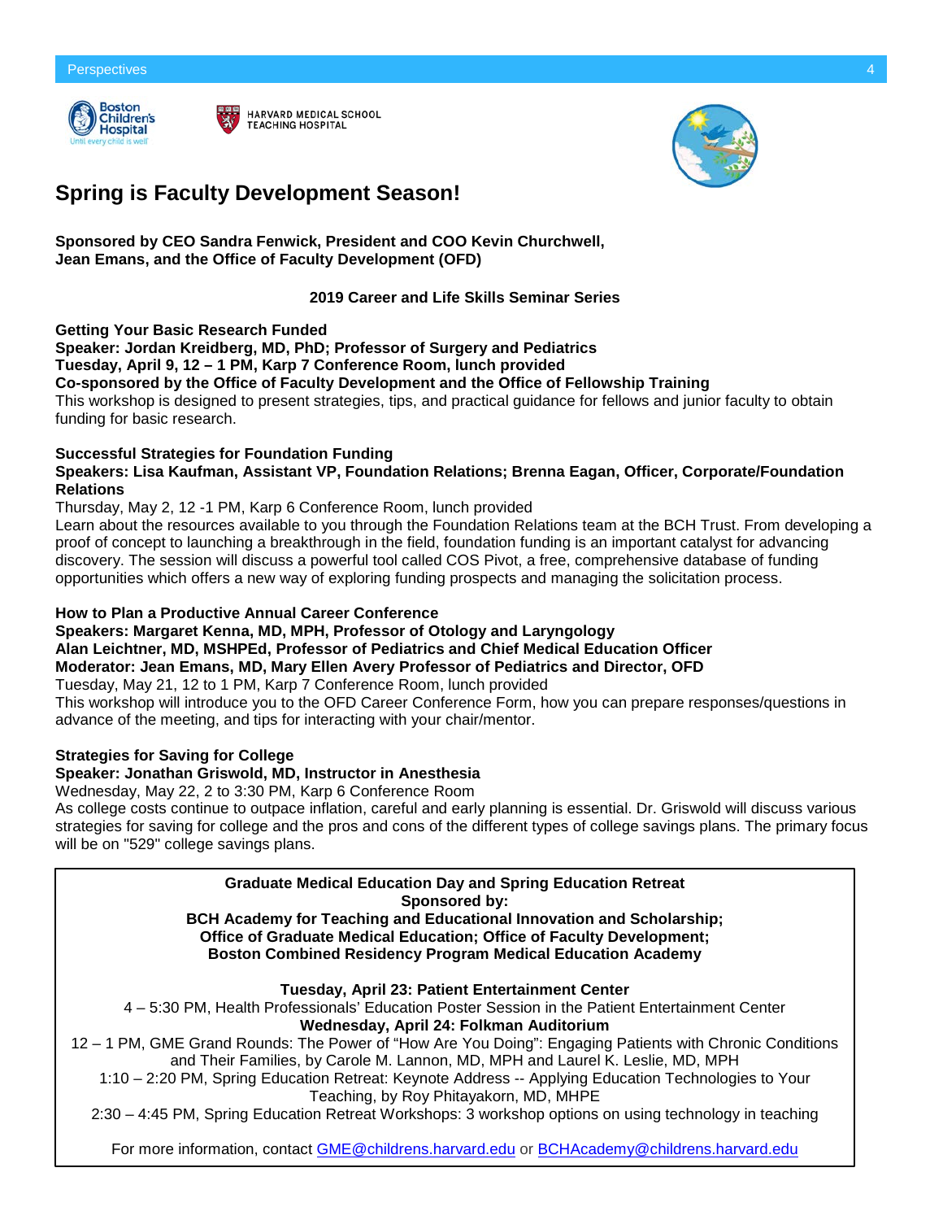# Spring is Faculty Development Season!

**Sponsored by CEO Sandra Fenwick, President and COO Kevin Churchwell, Jean Emans, and the Office of Faculty Development (OFD)**

**2019 Career and Life Skills Seminar Series**

**Getting Your Basic Research Funded**
**Speaker: Jordan Kreidberg, MD, PhD; Professor of Surgery and Pediatrics**
**Tuesday, April 9, 12 – 1 PM, Karp 7 Conference Room, lunch provided**
**Co-sponsored by the Office of Faculty Development and the Office of Fellowship Training**
This workshop is designed to present strategies, tips, and practical guidance for fellows and junior faculty to obtain funding for basic research.

**Successful Strategies for Foundation Funding**
**Speakers: Lisa Kaufman, Assistant VP, Foundation Relations; Brenna Eagan, Officer, Corporate/Foundation Relations**
Thursday, May 2, 12 -1 PM, Karp 6 Conference Room, lunch provided
Learn about the resources available to you through the Foundation Relations team at the BCH Trust. From developing a proof of concept to launching a breakthrough in the field, foundation funding is an important catalyst for advancing discovery. The session will discuss a powerful tool called COS Pivot, a free, comprehensive database of funding opportunities which offers a new way of exploring funding prospects and managing the solicitation process.

**How to Plan a Productive Annual Career Conference**
**Speakers: Margaret Kenna, MD, MPH, Professor of Otology and Laryngology**
**Alan Leichtner, MD, MSHPEd, Professor of Pediatrics and Chief Medical Education Officer**
**Moderator: Jean Emans, MD, Mary Ellen Avery Professor of Pediatrics and Director, OFD**
Tuesday, May 21, 12 to 1 PM, Karp 7 Conference Room, lunch provided
This workshop will introduce you to the OFD Career Conference Form, how you can prepare responses/questions in advance of the meeting, and tips for interacting with your chair/mentor.

**Strategies for Saving for College**
**Speaker: Jonathan Griswold, MD, Instructor in Anesthesia**
Wednesday, May 22, 2 to 3:30 PM, Karp 6 Conference Room
As college costs continue to outpace inflation, careful and early planning is essential. Dr. Griswold will discuss various strategies for saving for college and the pros and cons of the different types of college savings plans. The primary focus will be on "529" college savings plans.

---

**Graduate Medical Education Day and Spring Education Retreat**
**Sponsored by:**
**BCH Academy for Teaching and Educational Innovation and Scholarship;**
**Office of Graduate Medical Education; Office of Faculty Development;**
**Boston Combined Residency Program Medical Education Academy**

**Tuesday, April 23: Patient Entertainment Center**
4 – 5:30 PM, Health Professionals' Education Poster Session in the Patient Entertainment Center
**Wednesday, April 24: Folkman Auditorium**
12 – 1 PM, GME Grand Rounds: The Power of "How Are You Doing": Engaging Patients with Chronic Conditions and Their Families, by Carole M. Lannon, MD, MPH and Laurel K. Leslie, MD, MPH
1:10 – 2:20 PM, Spring Education Retreat: Keynote Address -- Applying Education Technologies to Your Teaching, by Roy Phitayakorn, MD, MHPE
2:30 – 4:45 PM, Spring Education Retreat Workshops: 3 workshop options on using technology in teaching

For more information, contact GME@childrens.harvard.edu or BCHAcademy@childrens.harvard.edu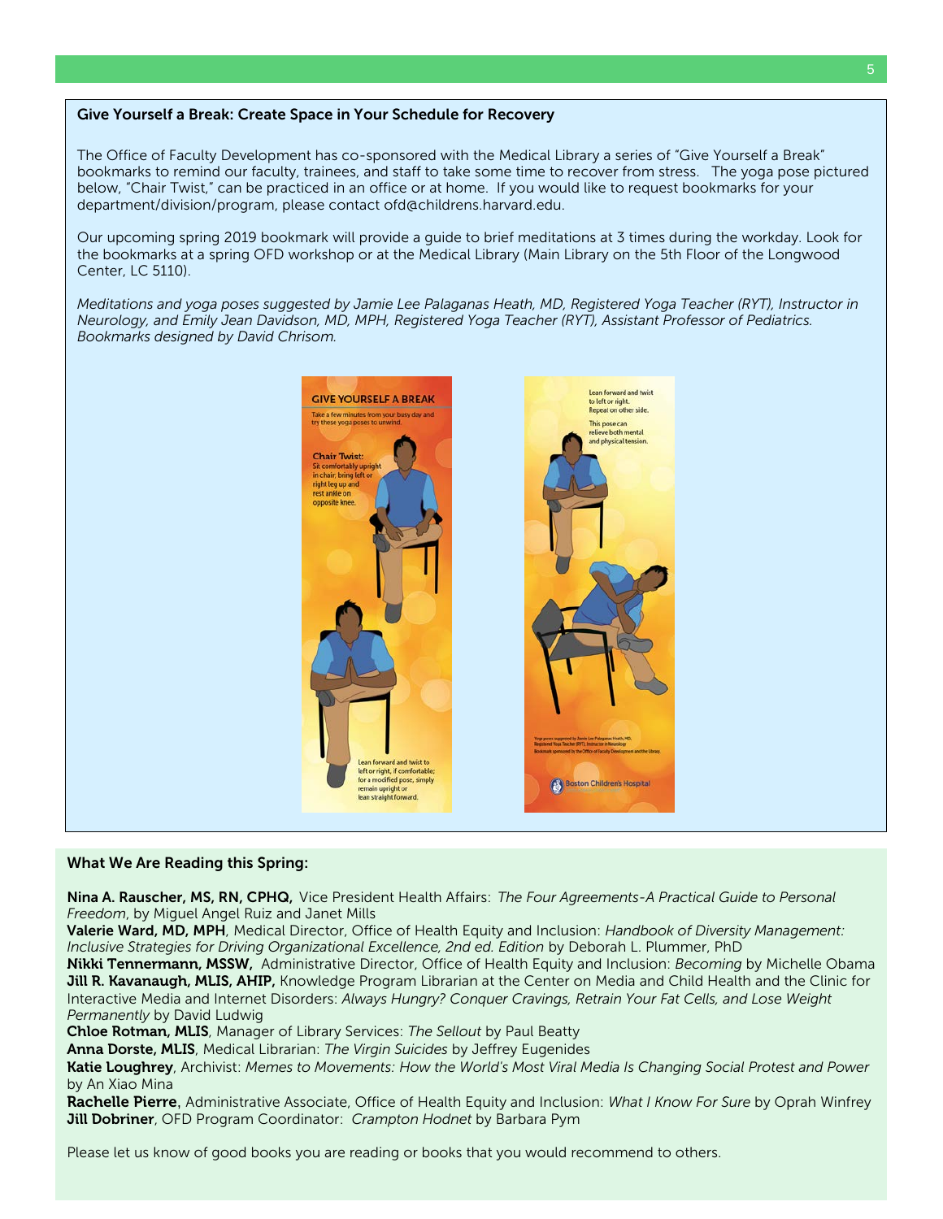## Give Yourself a Break: Create Space in Your Schedule for Recovery

The Office of Faculty Development has co-sponsored with the Medical Library a series of "Give Yourself a Break" bookmarks to remind our faculty, trainees, and staff to take some time to recover from stress. The yoga pose pictured below, "Chair Twist," can be practiced in an office or at home. If you would like to request bookmarks for your department/division/program, please contact ofd@childrens.harvard.edu.

Our upcoming spring 2019 bookmark will provide a guide to brief meditations at 3 times during the workday. Look for the bookmarks at a spring OFD workshop or at the Medical Library (Main Library on the 5th Floor of the Longwood Center, LC 5110).

*Meditations and yoga poses suggested by Jamie Lee Palaganas Heath, MD, Registered Yoga Teacher (RYT), Instructor in Neurology, and Emily Jean Davidson, MD, MPH, Registered Yoga Teacher (RYT), Assistant Professor of Pediatrics. Bookmarks designed by David Chrisom.*

**GIVE YOURSELF A BREAK**

Take a few minutes from your busy day and try these yoga poses to unwind.

**Chair Twist:** Sit comfortably upright in chair, bring left or right leg up and rest ankle on opposite knee.

Lean forward and twist to left or right, if comfortable; for a modified pose, simply remain upright or lean straight forward.

Lean forward and twist to left or right. Repeat on other side.

This pose can relieve both mental and physical tension.

Yoga poses suggested by Jamie Lee Palaganas Heath, MD, Registered Yoga Teacher (RYT), Instructor in Neurology. Bookmark sponsored by the Office of Faculty Development and the Library.

Boston Children's Hospital

## What We Are Reading this Spring:

**Nina A. Rauscher, MS, RN, CPHQ,** Vice President Health Affairs: *The Four Agreements-A Practical Guide to Personal Freedom*, by Miguel Angel Ruiz and Janet Mills
**Valerie Ward, MD, MPH**, Medical Director, Office of Health Equity and Inclusion: *Handbook of Diversity Management: Inclusive Strategies for Driving Organizational Excellence, 2nd ed. Edition* by Deborah L. Plummer, PhD
**Nikki Tennermann, MSSW,** Administrative Director, Office of Health Equity and Inclusion: *Becoming* by Michelle Obama
**Jill R. Kavanaugh, MLIS, AHIP,** Knowledge Program Librarian at the Center on Media and Child Health and the Clinic for Interactive Media and Internet Disorders: *Always Hungry? Conquer Cravings, Retrain Your Fat Cells, and Lose Weight Permanently* by David Ludwig
**Chloe Rotman, MLIS**, Manager of Library Services: *The Sellout* by Paul Beatty
**Anna Dorste, MLIS**, Medical Librarian: *The Virgin Suicides* by Jeffrey Eugenides
**Katie Loughrey**, Archivist: *Memes to Movements: How the World's Most Viral Media Is Changing Social Protest and Power* by An Xiao Mina
**Rachelle Pierre**, Administrative Associate, Office of Health Equity and Inclusion: *What I Know For Sure* by Oprah Winfrey
**Jill Dobriner**, OFD Program Coordinator: *Crampton Hodnet* by Barbara Pym

Please let us know of good books you are reading or books that you would recommend to others.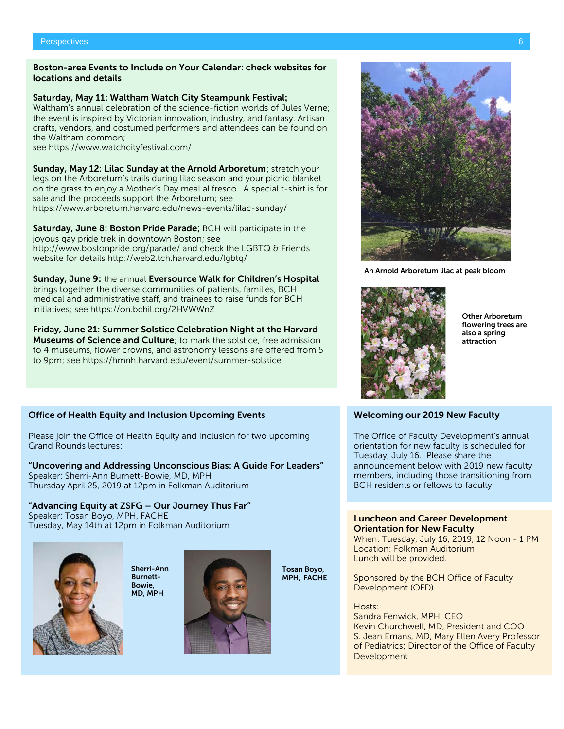## Boston-area Events to Include on Your Calendar: check websites for locations and details

**Saturday, May 11: Waltham Watch City Steampunk Festival;** Waltham's annual celebration of the science-fiction worlds of Jules Verne; the event is inspired by Victorian innovation, industry, and fantasy. Artisan crafts, vendors, and costumed performers and attendees can be found on the Waltham common; see https://www.watchcityfestival.com/

**Sunday, May 12: Lilac Sunday at the Arnold Arboretum**; stretch your legs on the Arboretum's trails during lilac season and your picnic blanket on the grass to enjoy a Mother's Day meal al fresco. A special t-shirt is for sale and the proceeds support the Arboretum; see https://www.arboretum.harvard.edu/news-events/lilac-sunday/

**Saturday, June 8: Boston Pride Parade**; BCH will participate in the joyous gay pride trek in downtown Boston; see http://www.bostonpride.org/parade/ and check the LGBTQ & Friends website for details http://web2.tch.harvard.edu/lgbtq/

**Sunday, June 9:** the annual **Eversource Walk for Children's Hospital** brings together the diverse communities of patients, families, BCH medical and administrative staff, and trainees to raise funds for BCH initiatives; see https://on.bchil.org/2HVWWnZ

**Friday, June 21: Summer Solstice Celebration Night at the Harvard Museums of Science and Culture**; to mark the solstice, free admission to 4 museums, flower crowns, and astronomy lessons are offered from 5 to 9pm; see https://hmnh.harvard.edu/event/summer-solstice

**An Arnold Arboretum lilac at peak bloom**

**Other Arboretum flowering trees are also a spring attraction**

## Office of Health Equity and Inclusion Upcoming Events

Please join the Office of Health Equity and Inclusion for two upcoming Grand Rounds lectures:

**"Uncovering and Addressing Unconscious Bias: A Guide For Leaders"**
Speaker: Sherri-Ann Burnett-Bowie, MD, MPH
Thursday April 25, 2019 at 12pm in Folkman Auditorium

**"Advancing Equity at ZSFG – Our Journey Thus Far"**
Speaker: Tosan Boyo, MPH, FACHE
Tuesday, May 14th at 12pm in Folkman Auditorium

**Sherri-Ann Burnett-Bowie, MD, MPH**

**Tosan Boyo, MPH, FACHE**

## Welcoming our 2019 New Faculty

The Office of Faculty Development's annual orientation for new faculty is scheduled for Tuesday, July 16. Please share the announcement below with 2019 new faculty members, including those transitioning from BCH residents or fellows to faculty.

### Luncheon and Career Development Orientation for New Faculty

When: Tuesday, July 16, 2019, 12 Noon - 1 PM
Location: Folkman Auditorium
Lunch will be provided.

Sponsored by the BCH Office of Faculty Development (OFD)

Hosts:
Sandra Fenwick, MPH, CEO
Kevin Churchwell, MD, President and COO
S. Jean Emans, MD, Mary Ellen Avery Professor of Pediatrics; Director of the Office of Faculty Development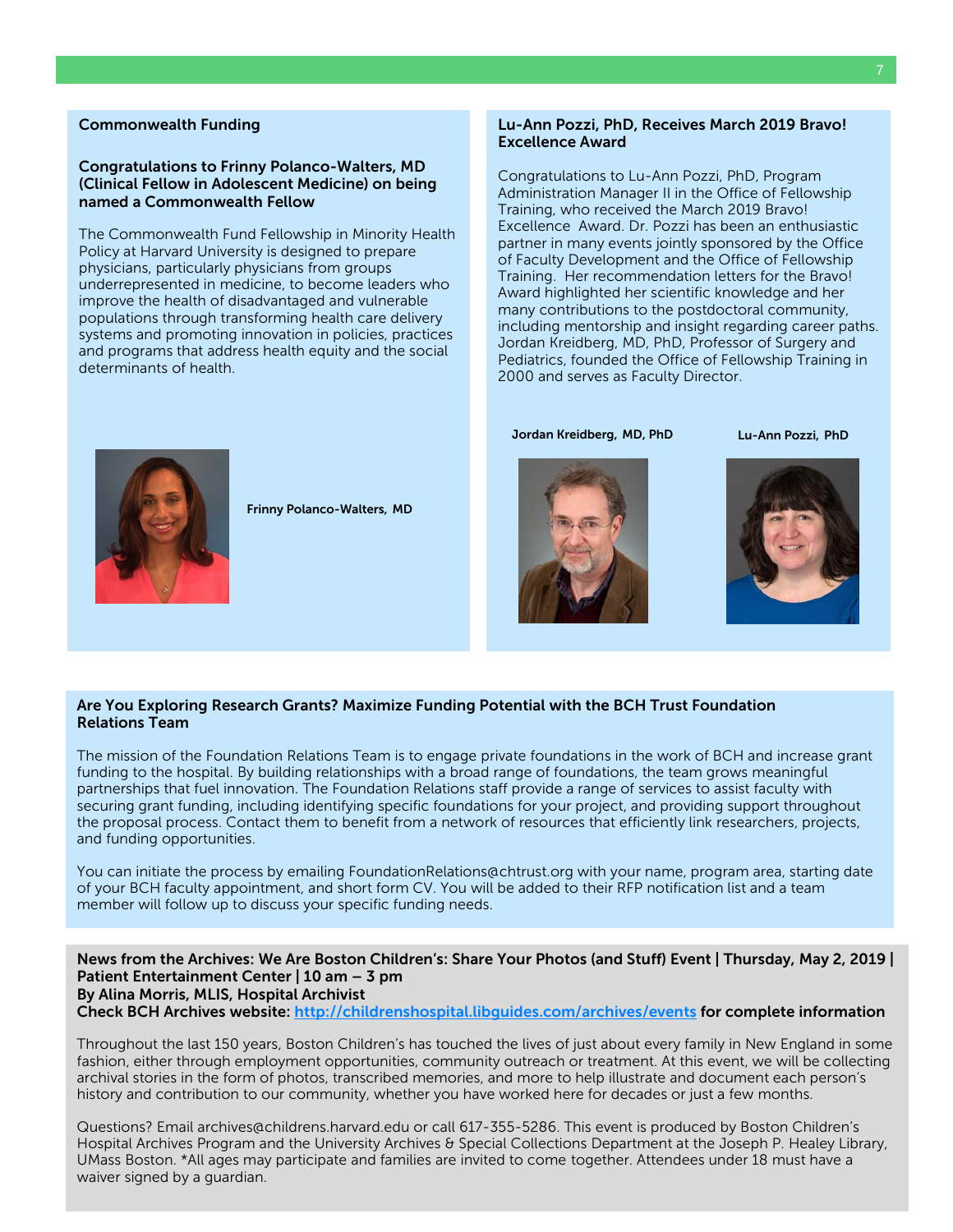## Commonwealth Funding

### Congratulations to Frinny Polanco-Walters, MD (Clinical Fellow in Adolescent Medicine) on being named a Commonwealth Fellow

The Commonwealth Fund Fellowship in Minority Health Policy at Harvard University is designed to prepare physicians, particularly physicians from groups underrepresented in medicine, to become leaders who improve the health of disadvantaged and vulnerable populations through transforming health care delivery systems and promoting innovation in policies, practices and programs that address health equity and the social determinants of health.

**Frinny Polanco-Walters, MD**

## Lu-Ann Pozzi, PhD, Receives March 2019 Bravo! Excellence Award

Congratulations to Lu-Ann Pozzi, PhD, Program Administration Manager II in the Office of Fellowship Training, who received the March 2019 Bravo! Excellence Award. Dr. Pozzi has been an enthusiastic partner in many events jointly sponsored by the Office of Faculty Development and the Office of Fellowship Training. Her recommendation letters for the Bravo! Award highlighted her scientific knowledge and her many contributions to the postdoctoral community, including mentorship and insight regarding career paths. Jordan Kreidberg, MD, PhD, Professor of Surgery and Pediatrics, founded the Office of Fellowship Training in 2000 and serves as Faculty Director.

**Jordan Kreidberg, MD, PhD**

**Lu-Ann Pozzi, PhD**

## Are You Exploring Research Grants? Maximize Funding Potential with the BCH Trust Foundation Relations Team

The mission of the Foundation Relations Team is to engage private foundations in the work of BCH and increase grant funding to the hospital. By building relationships with a broad range of foundations, the team grows meaningful partnerships that fuel innovation. The Foundation Relations staff provide a range of services to assist faculty with securing grant funding, including identifying specific foundations for your project, and providing support throughout the proposal process. Contact them to benefit from a network of resources that efficiently link researchers, projects, and funding opportunities.

You can initiate the process by emailing FoundationRelations@chtrust.org with your name, program area, starting date of your BCH faculty appointment, and short form CV. You will be added to their RFP notification list and a team member will follow up to discuss your specific funding needs.

## News from the Archives: We Are Boston Children's: Share Your Photos (and Stuff) Event | Thursday, May 2, 2019 | Patient Entertainment Center | 10 am – 3 pm

**By Alina Morris, MLIS, Hospital Archivist**

**Check BCH Archives website: [http://childrenshospital.libguides.com/archives/events](http://childrenshospital.libguides.com/archives/events) for complete information**

Throughout the last 150 years, Boston Children's has touched the lives of just about every family in New England in some fashion, either through employment opportunities, community outreach or treatment. At this event, we will be collecting archival stories in the form of photos, transcribed memories, and more to help illustrate and document each person's history and contribution to our community, whether you have worked here for decades or just a few months.

Questions? Email archives@childrens.harvard.edu or call 617-355-5286. This event is produced by Boston Children's Hospital Archives Program and the University Archives & Special Collections Department at the Joseph P. Healey Library, UMass Boston. *All ages may participate and families are invited to come together. Attendees under 18 must have a waiver signed by a guardian.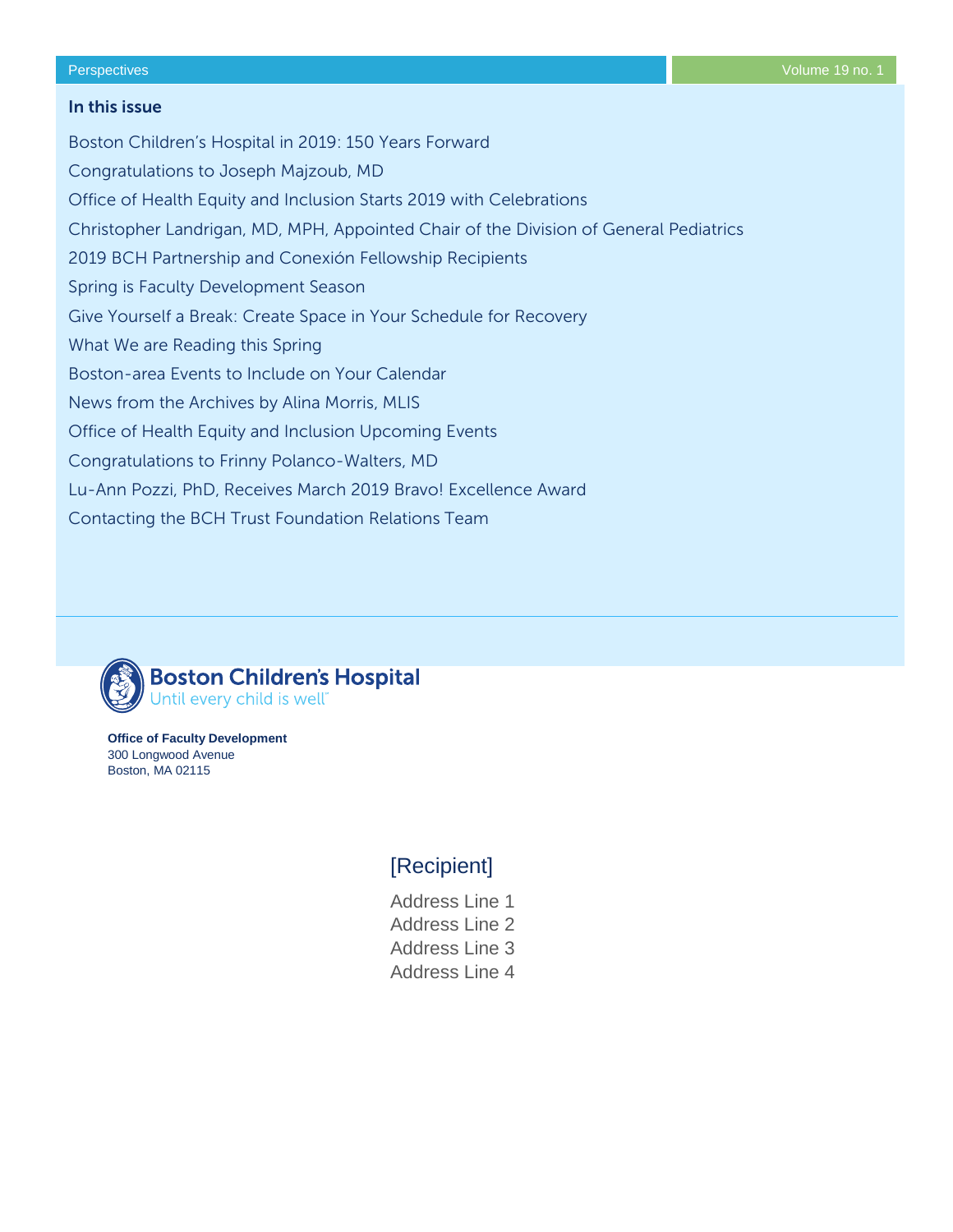Perspectives

## In this issue

Boston Children's Hospital in 2019: 150 Years Forward

Congratulations to Joseph Majzoub, MD

Office of Health Equity and Inclusion Starts 2019 with Celebrations

Christopher Landrigan, MD, MPH, Appointed Chair of the Division of General Pediatrics

2019 BCH Partnership and Conexión Fellowship Recipients

Spring is Faculty Development Season

Give Yourself a Break: Create Space in Your Schedule for Recovery

What We are Reading this Spring

Boston-area Events to Include on Your Calendar

News from the Archives by Alina Morris, MLIS

Office of Health Equity and Inclusion Upcoming Events

Congratulations to Frinny Polanco-Walters, MD

Lu-Ann Pozzi, PhD, Receives March 2019 Bravo! Excellence Award

Contacting the BCH Trust Foundation Relations Team

Boston Children's Hospital
Until every child is well™

**Office of Faculty Development**
300 Longwood Avenue
Boston, MA 02115

[Recipient]

Address Line 1
Address Line 2
Address Line 3
Address Line 4